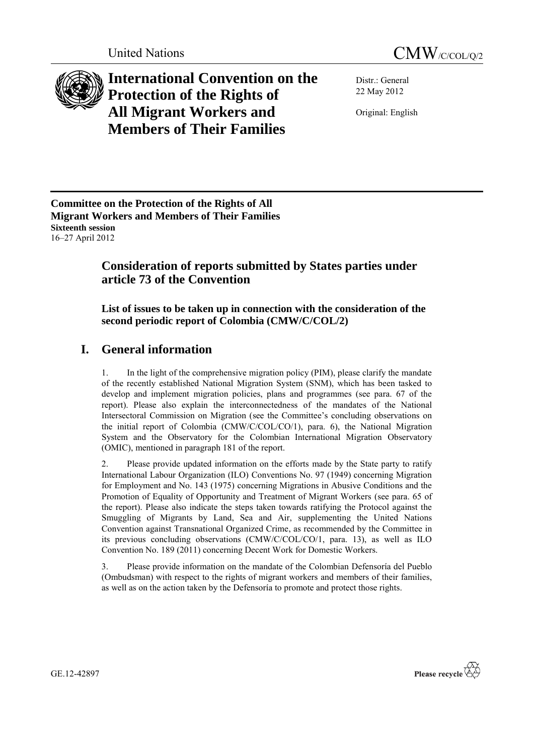United Nations CMW/C/COL/Q/2

# International Convention on the Protection of the Rights of All Migrant Workers and Members of Their Families

Distr.: General
22 May 2012

Original: English

**Committee on the Protection of the Rights of All Migrant Workers and Members of Their Families**
**Sixteenth session**
16–27 April 2012

## Consideration of reports submitted by States parties under article 73 of the Convention

### List of issues to be taken up in connection with the consideration of the second periodic report of Colombia (CMW/C/COL/2)

## I. General information

1. In the light of the comprehensive migration policy (PIM), please clarify the mandate of the recently established National Migration System (SNM), which has been tasked to develop and implement migration policies, plans and programmes (see para. 67 of the report). Please also explain the interconnectedness of the mandates of the National Intersectoral Commission on Migration (see the Committee's concluding observations on the initial report of Colombia (CMW/C/COL/CO/1), para. 6), the National Migration System and the Observatory for the Colombian International Migration Observatory (OMIC), mentioned in paragraph 181 of the report.

2. Please provide updated information on the efforts made by the State party to ratify International Labour Organization (ILO) Conventions No. 97 (1949) concerning Migration for Employment and No. 143 (1975) concerning Migrations in Abusive Conditions and the Promotion of Equality of Opportunity and Treatment of Migrant Workers (see para. 65 of the report). Please also indicate the steps taken towards ratifying the Protocol against the Smuggling of Migrants by Land, Sea and Air, supplementing the United Nations Convention against Transnational Organized Crime, as recommended by the Committee in its previous concluding observations (CMW/C/COL/CO/1, para. 13), as well as ILO Convention No. 189 (2011) concerning Decent Work for Domestic Workers.

3. Please provide information on the mandate of the Colombian Defensoría del Pueblo (Ombudsman) with respect to the rights of migrant workers and members of their families, as well as on the action taken by the Defensoría to promote and protect those rights.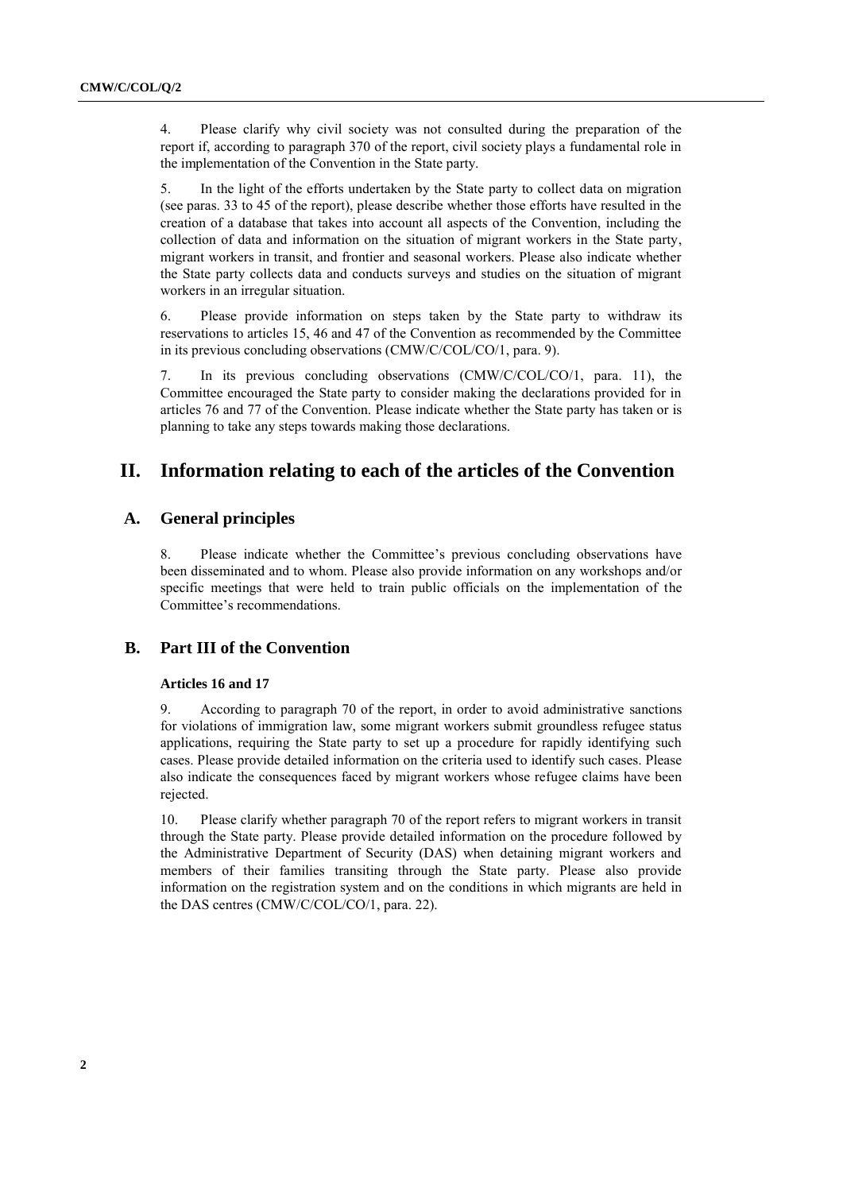4. Please clarify why civil society was not consulted during the preparation of the report if, according to paragraph 370 of the report, civil society plays a fundamental role in the implementation of the Convention in the State party.

5. In the light of the efforts undertaken by the State party to collect data on migration (see paras. 33 to 45 of the report), please describe whether those efforts have resulted in the creation of a database that takes into account all aspects of the Convention, including the collection of data and information on the situation of migrant workers in the State party, migrant workers in transit, and frontier and seasonal workers. Please also indicate whether the State party collects data and conducts surveys and studies on the situation of migrant workers in an irregular situation.

6. Please provide information on steps taken by the State party to withdraw its reservations to articles 15, 46 and 47 of the Convention as recommended by the Committee in its previous concluding observations (CMW/C/COL/CO/1, para. 9).

7. In its previous concluding observations (CMW/C/COL/CO/1, para. 11), the Committee encouraged the State party to consider making the declarations provided for in articles 76 and 77 of the Convention. Please indicate whether the State party has taken or is planning to take any steps towards making those declarations.

## II. Information relating to each of the articles of the Convention

### A. General principles

8. Please indicate whether the Committee's previous concluding observations have been disseminated and to whom. Please also provide information on any workshops and/or specific meetings that were held to train public officials on the implementation of the Committee's recommendations.

### B. Part III of the Convention

#### Articles 16 and 17

9. According to paragraph 70 of the report, in order to avoid administrative sanctions for violations of immigration law, some migrant workers submit groundless refugee status applications, requiring the State party to set up a procedure for rapidly identifying such cases. Please provide detailed information on the criteria used to identify such cases. Please also indicate the consequences faced by migrant workers whose refugee claims have been rejected.

10. Please clarify whether paragraph 70 of the report refers to migrant workers in transit through the State party. Please provide detailed information on the procedure followed by the Administrative Department of Security (DAS) when detaining migrant workers and members of their families transiting through the State party. Please also provide information on the registration system and on the conditions in which migrants are held in the DAS centres (CMW/C/COL/CO/1, para. 22).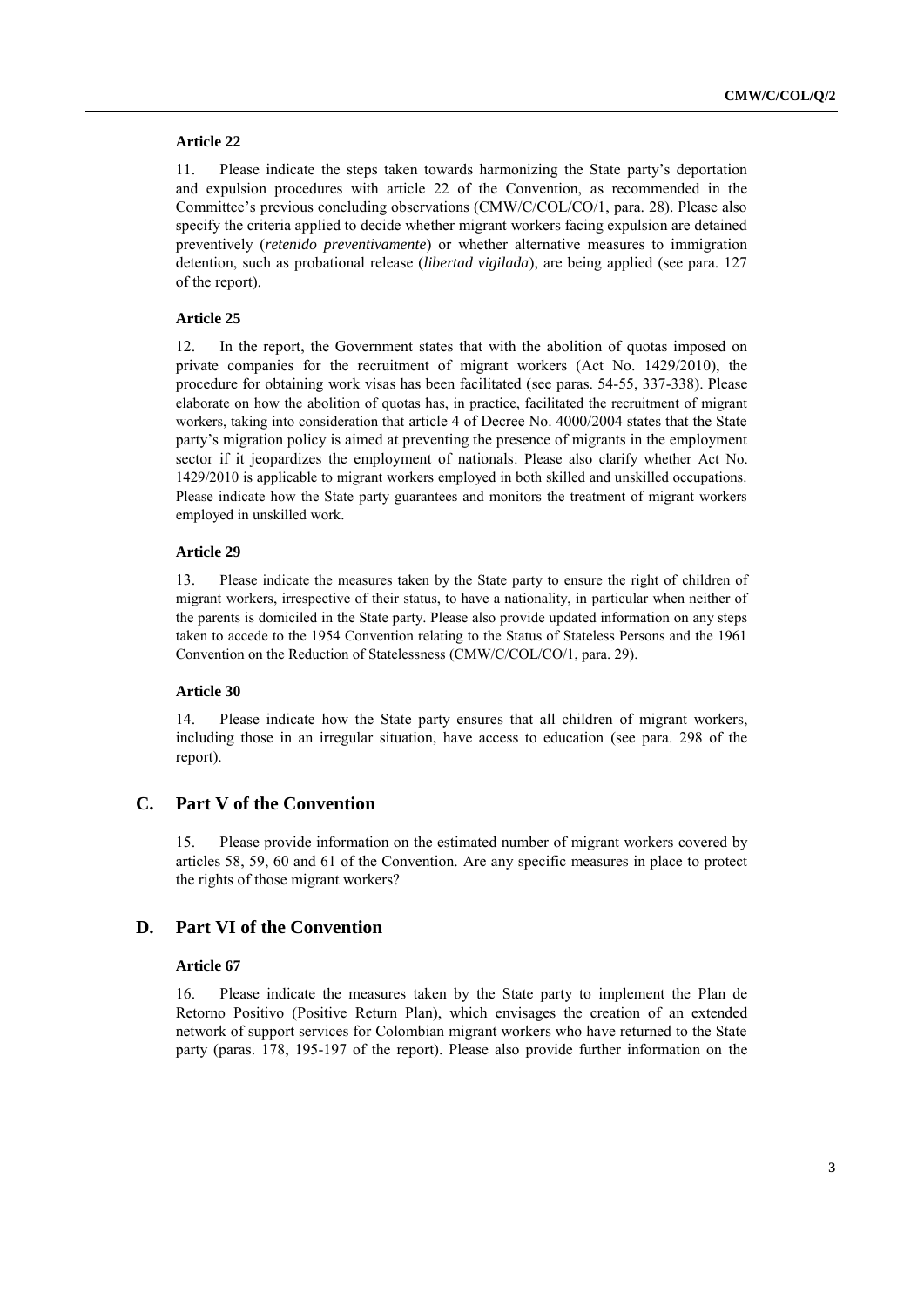#### Article 22

11. Please indicate the steps taken towards harmonizing the State party's deportation and expulsion procedures with article 22 of the Convention, as recommended in the Committee's previous concluding observations (CMW/C/COL/CO/1, para. 28). Please also specify the criteria applied to decide whether migrant workers facing expulsion are detained preventively (*retenido preventivamente*) or whether alternative measures to immigration detention, such as probational release (*libertad vigilada*), are being applied (see para. 127 of the report).

#### Article 25

12. In the report, the Government states that with the abolition of quotas imposed on private companies for the recruitment of migrant workers (Act No. 1429/2010), the procedure for obtaining work visas has been facilitated (see paras. 54-55, 337-338). Please elaborate on how the abolition of quotas has, in practice, facilitated the recruitment of migrant workers, taking into consideration that article 4 of Decree No. 4000/2004 states that the State party's migration policy is aimed at preventing the presence of migrants in the employment sector if it jeopardizes the employment of nationals. Please also clarify whether Act No. 1429/2010 is applicable to migrant workers employed in both skilled and unskilled occupations. Please indicate how the State party guarantees and monitors the treatment of migrant workers employed in unskilled work.

#### Article 29

13. Please indicate the measures taken by the State party to ensure the right of children of migrant workers, irrespective of their status, to have a nationality, in particular when neither of the parents is domiciled in the State party. Please also provide updated information on any steps taken to accede to the 1954 Convention relating to the Status of Stateless Persons and the 1961 Convention on the Reduction of Statelessness (CMW/C/COL/CO/1, para. 29).

#### Article 30

14. Please indicate how the State party ensures that all children of migrant workers, including those in an irregular situation, have access to education (see para. 298 of the report).

## C. Part V of the Convention

15. Please provide information on the estimated number of migrant workers covered by articles 58, 59, 60 and 61 of the Convention. Are any specific measures in place to protect the rights of those migrant workers?

## D. Part VI of the Convention

#### Article 67

16. Please indicate the measures taken by the State party to implement the Plan de Retorno Positivo (Positive Return Plan), which envisages the creation of an extended network of support services for Colombian migrant workers who have returned to the State party (paras. 178, 195-197 of the report). Please also provide further information on the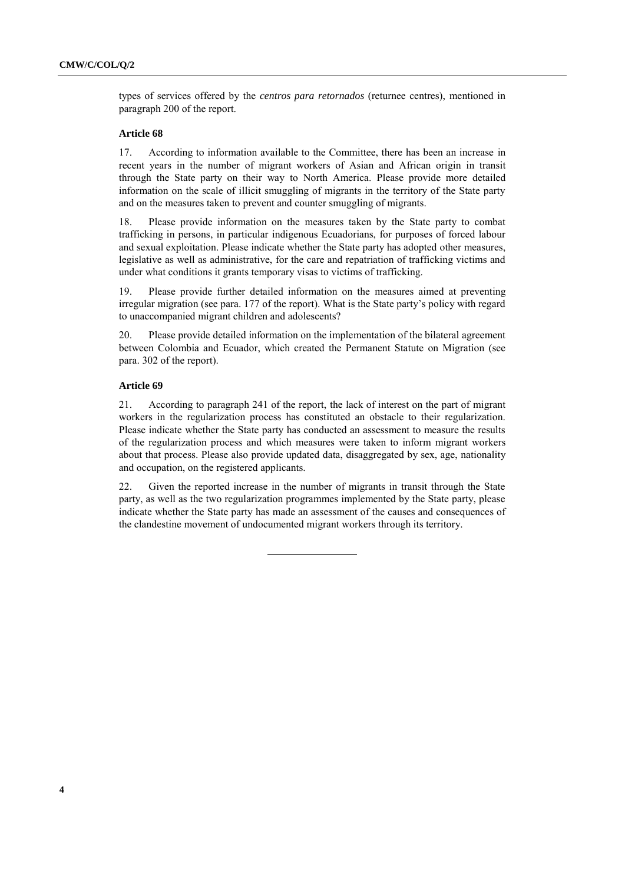types of services offered by the *centros para retornados* (returnee centres), mentioned in paragraph 200 of the report.

### Article 68

17. According to information available to the Committee, there has been an increase in recent years in the number of migrant workers of Asian and African origin in transit through the State party on their way to North America. Please provide more detailed information on the scale of illicit smuggling of migrants in the territory of the State party and on the measures taken to prevent and counter smuggling of migrants.

18. Please provide information on the measures taken by the State party to combat trafficking in persons, in particular indigenous Ecuadorians, for purposes of forced labour and sexual exploitation. Please indicate whether the State party has adopted other measures, legislative as well as administrative, for the care and repatriation of trafficking victims and under what conditions it grants temporary visas to victims of trafficking.

19. Please provide further detailed information on the measures aimed at preventing irregular migration (see para. 177 of the report). What is the State party's policy with regard to unaccompanied migrant children and adolescents?

20. Please provide detailed information on the implementation of the bilateral agreement between Colombia and Ecuador, which created the Permanent Statute on Migration (see para. 302 of the report).

### Article 69

21. According to paragraph 241 of the report, the lack of interest on the part of migrant workers in the regularization process has constituted an obstacle to their regularization. Please indicate whether the State party has conducted an assessment to measure the results of the regularization process and which measures were taken to inform migrant workers about that process. Please also provide updated data, disaggregated by sex, age, nationality and occupation, on the registered applicants.

22. Given the reported increase in the number of migrants in transit through the State party, as well as the two regularization programmes implemented by the State party, please indicate whether the State party has made an assessment of the causes and consequences of the clandestine movement of undocumented migrant workers through its territory.